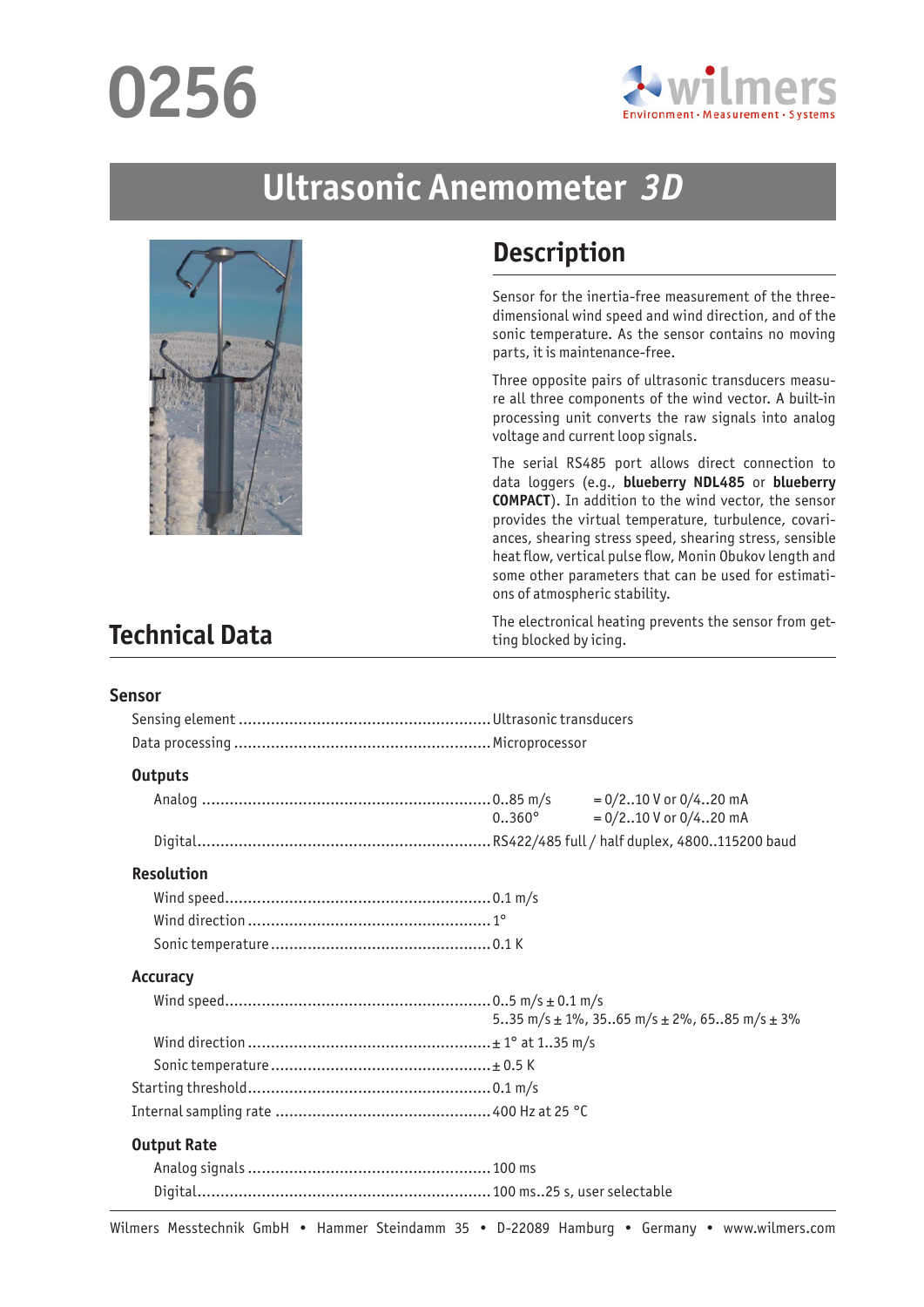# 0256

wilmers
Environment · Measurement · Systems

# Ultrasonic Anemometer *3D*

## Description

Sensor for the inertia-free measurement of the three-dimensional wind speed and wind direction, and of the sonic temperature. As the sensor contains no moving parts, it is maintenance-free.

Three opposite pairs of ultrasonic transducers measure all three components of the wind vector. A built-in processing unit converts the raw signals into analog voltage and current loop signals.

The serial RS485 port allows direct connection to data loggers (e.g., **blueberry NDL485** or **blueberry COMPACT**). In addition to the wind vector, the sensor provides the virtual temperature, turbulence, covariances, shearing stress speed, shearing stress, sensible heat flow, vertical pulse flow, Monin Obukov length and some other parameters that can be used for estimations of atmospheric stability.

The electronical heating prevents the sensor from getting blocked by icing.

## Technical Data

### Sensor

Sensing element ........ Ultrasonic transducers

Data processing ........ Microprocessor

#### Outputs

Analog ........ 0..85 m/s = 0/2..10 V or 0/4..20 mA
0..360° = 0/2..10 V or 0/4..20 mA

Digital........ RS422/485 full / half duplex, 4800..115200 baud

#### Resolution

Wind speed........ 0.1 m/s

Wind direction ........ 1°

Sonic temperature ........ 0.1 K

#### Accuracy

Wind speed........ 0..5 m/s ± 0.1 m/s
5..35 m/s ± 1%, 35..65 m/s ± 2%, 65..85 m/s ± 3%

Wind direction ........ ± 1° at 1..35 m/s

Sonic temperature ........ ± 0.5 K

Starting threshold........ 0.1 m/s

Internal sampling rate ........ 400 Hz at 25 °C

#### Output Rate

Analog signals ........ 100 ms

Digital........ 100 ms..25 s, user selectable

Wilmers Messtechnik GmbH • Hammer Steindamm 35 • D-22089 Hamburg • Germany • www.wilmers.com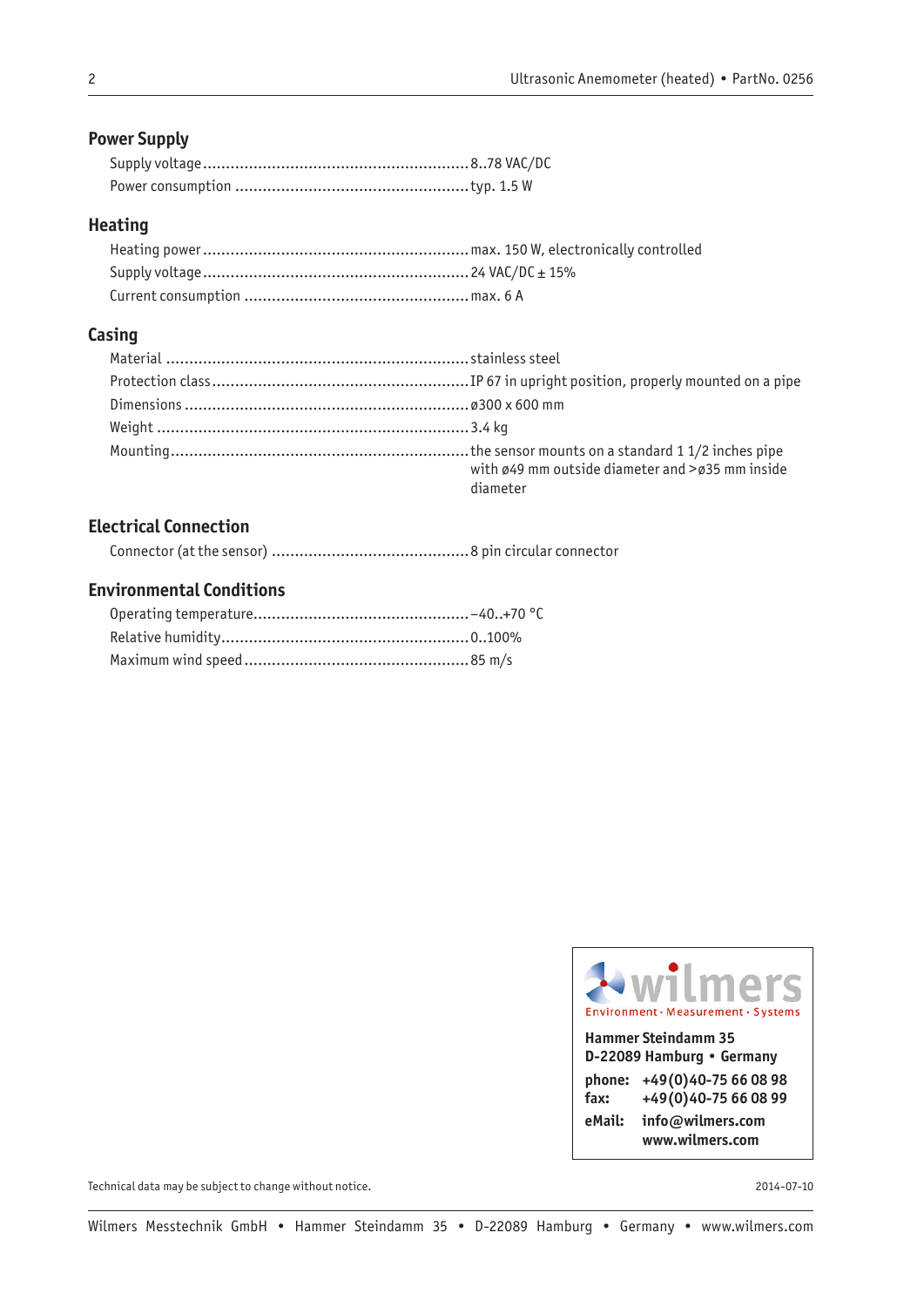## Power Supply

| | |
|---|---|
| Supply voltage | 8..78 VAC/DC |
| Power consumption | typ. 1.5 W |

## Heating

| | |
|---|---|
| Heating power | max. 150 W, electronically controlled |
| Supply voltage | 24 VAC/DC ± 15% |
| Current consumption | max. 6 A |

## Casing

| | |
|---|---|
| Material | stainless steel |
| Protection class | IP 67 in upright position, properly mounted on a pipe |
| Dimensions | ø300 x 600 mm |
| Weight | 3.4 kg |
| Mounting | the sensor mounts on a standard 1 1/2 inches pipe with ø49 mm outside diameter and >ø35 mm inside diameter |

## Electrical Connection

| | |
|---|---|
| Connector (at the sensor) | 8 pin circular connector |

## Environmental Conditions

| | |
|---|---|
| Operating temperature | −40..+70 °C |
| Relative humidity | 0..100% |
| Maximum wind speed | 85 m/s |

**wilmers**
Environment · Measurement · Systems

**Hammer Steindamm 35**
**D-22089 Hamburg • Germany**

**phone:** **+49(0)40-75 66 08 98**
**fax:** **+49(0)40-75 66 08 99**
**eMail:** **info@wilmers.com**
**www.wilmers.com**

Technical data may be subject to change without notice.

2014-07-10

Wilmers Messtechnik GmbH • Hammer Steindamm 35 • D-22089 Hamburg • Germany • www.wilmers.com